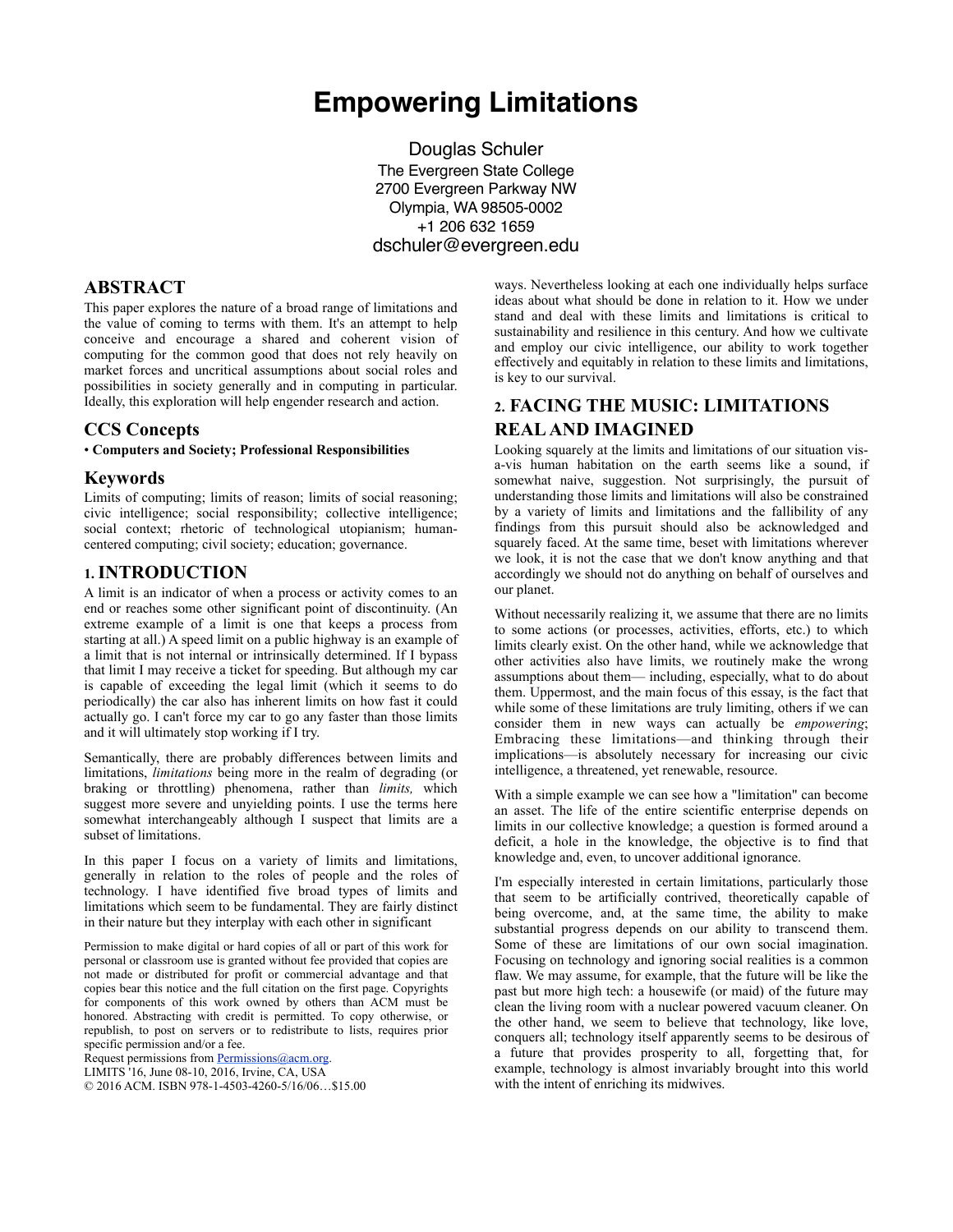# Empowering Limitations

Douglas Schuler
The Evergreen State College
2700 Evergreen Parkway NW
Olympia, WA 98505-0002
+1 206 632 1659
dschuler@evergreen.edu

## ABSTRACT

This paper explores the nature of a broad range of limitations and the value of coming to terms with them. It's an attempt to help conceive and encourage a shared and coherent vision of computing for the common good that does not rely heavily on market forces and uncritical assumptions about social roles and possibilities in society generally and in computing in particular. Ideally, this exploration will help engender research and action.

## CCS Concepts

• **Computers and Society; Professional Responsibilities**

## Keywords

Limits of computing; limits of reason; limits of social reasoning; civic intelligence; social responsibility; collective intelligence; social context; rhetoric of technological utopianism; human-centered computing; civil society; education; governance.

## 1. INTRODUCTION

A limit is an indicator of when a process or activity comes to an end or reaches some other significant point of discontinuity. (An extreme example of a limit is one that keeps a process from starting at all.) A speed limit on a public highway is an example of a limit that is not internal or intrinsically determined. If I bypass that limit I may receive a ticket for speeding. But although my car is capable of exceeding the legal limit (which it seems to do periodically) the car also has inherent limits on how fast it could actually go. I can't force my car to go any faster than those limits and it will ultimately stop working if I try.

Semantically, there are probably differences between limits and limitations, *limitations* being more in the realm of degrading (or braking or throttling) phenomena, rather than *limits,* which suggest more severe and unyielding points. I use the terms here somewhat interchangeably although I suspect that limits are a subset of limitations.

In this paper I focus on a variety of limits and limitations, generally in relation to the roles of people and the roles of technology. I have identified five broad types of limits and limitations which seem to be fundamental. They are fairly distinct in their nature but they interplay with each other in significant ways. Nevertheless looking at each one individually helps surface ideas about what should be done in relation to it. How we under stand and deal with these limits and limitations is critical to sustainability and resilience in this century. And how we cultivate and employ our civic intelligence, our ability to work together effectively and equitably in relation to these limits and limitations, is key to our survival.

Permission to make digital or hard copies of all or part of this work for personal or classroom use is granted without fee provided that copies are not made or distributed for profit or commercial advantage and that copies bear this notice and the full citation on the first page. Copyrights for components of this work owned by others than ACM must be honored. Abstracting with credit is permitted. To copy otherwise, or republish, to post on servers or to redistribute to lists, requires prior specific permission and/or a fee.
Request permissions from Permissions@acm.org.
LIMITS '16, June 08-10, 2016, Irvine, CA, USA
© 2016 ACM. ISBN 978-1-4503-4260-5/16/06…$15.00

## 2. FACING THE MUSIC: LIMITATIONS REAL AND IMAGINED

Looking squarely at the limits and limitations of our situation vis-a-vis human habitation on the earth seems like a sound, if somewhat naive, suggestion. Not surprisingly, the pursuit of understanding those limits and limitations will also be constrained by a variety of limits and limitations and the fallibility of any findings from this pursuit should also be acknowledged and squarely faced. At the same time, beset with limitations wherever we look, it is not the case that we don't know anything and that accordingly we should not do anything on behalf of ourselves and our planet.

Without necessarily realizing it, we assume that there are no limits to some actions (or processes, activities, efforts, etc.) to which limits clearly exist. On the other hand, while we acknowledge that other activities also have limits, we routinely make the wrong assumptions about them— including, especially, what to do about them. Uppermost, and the main focus of this essay, is the fact that while some of these limitations are truly limiting, others if we can consider them in new ways can actually be *empowering*; Embracing these limitations—and thinking through their implications—is absolutely necessary for increasing our civic intelligence, a threatened, yet renewable, resource.

With a simple example we can see how a "limitation" can become an asset. The life of the entire scientific enterprise depends on limits in our collective knowledge; a question is formed around a deficit, a hole in the knowledge, the objective is to find that knowledge and, even, to uncover additional ignorance.

I'm especially interested in certain limitations, particularly those that seem to be artificially contrived, theoretically capable of being overcome, and, at the same time, the ability to make substantial progress depends on our ability to transcend them. Some of these are limitations of our own social imagination. Focusing on technology and ignoring social realities is a common flaw. We may assume, for example, that the future will be like the past but more high tech: a housewife (or maid) of the future may clean the living room with a nuclear powered vacuum cleaner. On the other hand, we seem to believe that technology, like love, conquers all; technology itself apparently seems to be desirous of a future that provides prosperity to all, forgetting that, for example, technology is almost invariably brought into this world with the intent of enriching its midwives.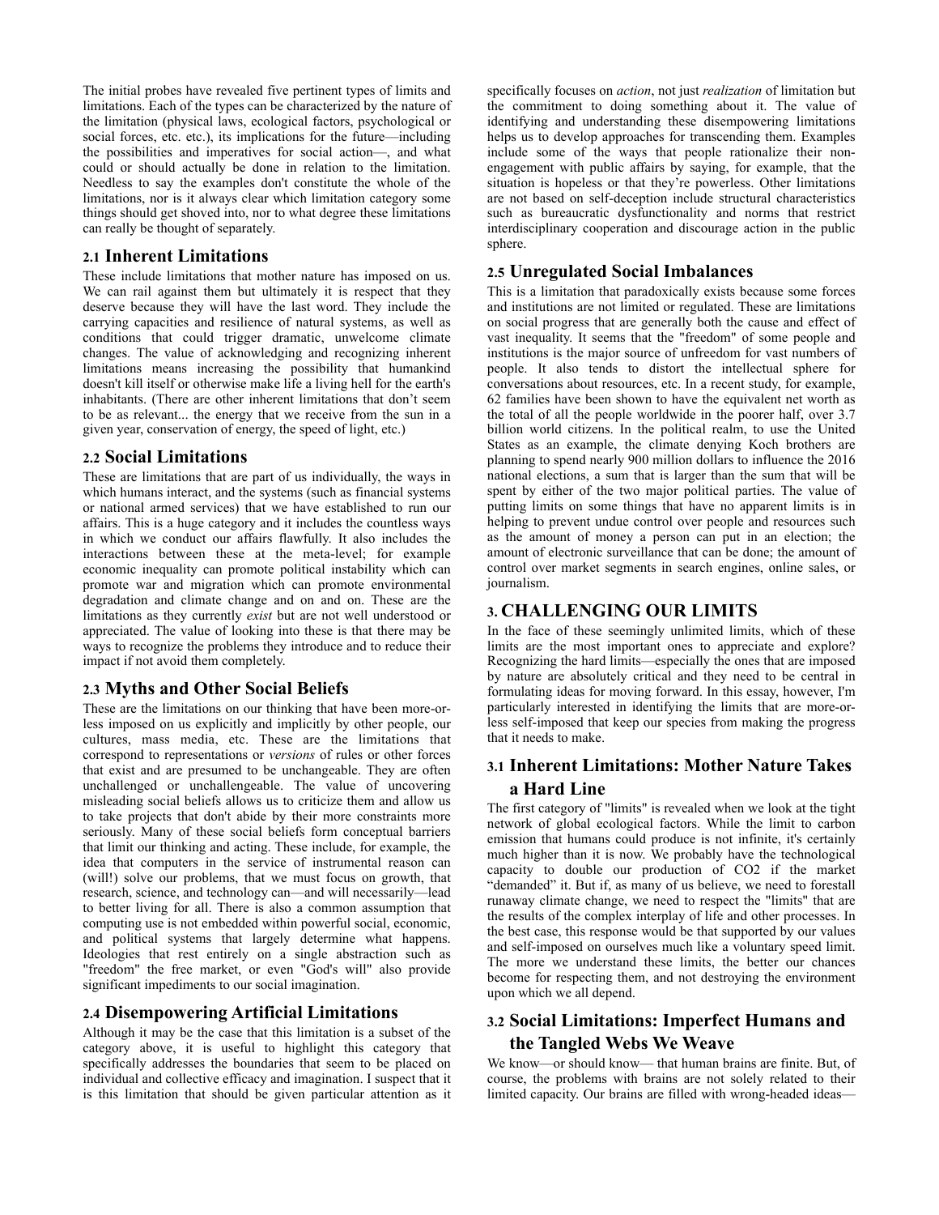The initial probes have revealed five pertinent types of limits and limitations. Each of the types can be characterized by the nature of the limitation (physical laws, ecological factors, psychological or social forces, etc. etc.), its implications for the future—including the possibilities and imperatives for social action—, and what could or should actually be done in relation to the limitation. Needless to say the examples don't constitute the whole of the limitations, nor is it always clear which limitation category some things should get shoved into, nor to what degree these limitations can really be thought of separately.

### 2.1 Inherent Limitations

These include limitations that mother nature has imposed on us. We can rail against them but ultimately it is respect that they deserve because they will have the last word. They include the carrying capacities and resilience of natural systems, as well as conditions that could trigger dramatic, unwelcome climate changes. The value of acknowledging and recognizing inherent limitations means increasing the possibility that humankind doesn't kill itself or otherwise make life a living hell for the earth's inhabitants. (There are other inherent limitations that don't seem to be as relevant... the energy that we receive from the sun in a given year, conservation of energy, the speed of light, etc.)

### 2.2 Social Limitations

These are limitations that are part of us individually, the ways in which humans interact, and the systems (such as financial systems or national armed services) that we have established to run our affairs. This is a huge category and it includes the countless ways in which we conduct our affairs flawfully. It also includes the interactions between these at the meta-level; for example economic inequality can promote political instability which can promote war and migration which can promote environmental degradation and climate change and on and on. These are the limitations as they currently *exist* but are not well understood or appreciated. The value of looking into these is that there may be ways to recognize the problems they introduce and to reduce their impact if not avoid them completely.

### 2.3 Myths and Other Social Beliefs

These are the limitations on our thinking that have been more-or-less imposed on us explicitly and implicitly by other people, our cultures, mass media, etc. These are the limitations that correspond to representations or *versions* of rules or other forces that exist and are presumed to be unchangeable. They are often unchallenged or unchallengeable. The value of uncovering misleading social beliefs allows us to criticize them and allow us to take projects that don't abide by their more constraints more seriously. Many of these social beliefs form conceptual barriers that limit our thinking and acting. These include, for example, the idea that computers in the service of instrumental reason can (will!) solve our problems, that we must focus on growth, that research, science, and technology can—and will necessarily—lead to better living for all. There is also a common assumption that computing use is not embedded within powerful social, economic, and political systems that largely determine what happens. Ideologies that rest entirely on a single abstraction such as "freedom" the free market, or even "God's will" also provide significant impediments to our social imagination.

### 2.4 Disempowering Artificial Limitations

Although it may be the case that this limitation is a subset of the category above, it is useful to highlight this category that specifically addresses the boundaries that seem to be placed on individual and collective efficacy and imagination. I suspect that it is this limitation that should be given particular attention as it specifically focuses on *action*, not just *realization* of limitation but the commitment to doing something about it. The value of identifying and understanding these disempowering limitations helps us to develop approaches for transcending them. Examples include some of the ways that people rationalize their non-engagement with public affairs by saying, for example, that the situation is hopeless or that they're powerless. Other limitations are not based on self-deception include structural characteristics such as bureaucratic dysfunctionality and norms that restrict interdisciplinary cooperation and discourage action in the public sphere.

### 2.5 Unregulated Social Imbalances

This is a limitation that paradoxically exists because some forces and institutions are not limited or regulated. These are limitations on social progress that are generally both the cause and effect of vast inequality. It seems that the "freedom" of some people and institutions is the major source of unfreedom for vast numbers of people. It also tends to distort the intellectual sphere for conversations about resources, etc. In a recent study, for example, 62 families have been shown to have the equivalent net worth as the total of all the people worldwide in the poorer half, over 3.7 billion world citizens. In the political realm, to use the United States as an example, the climate denying Koch brothers are planning to spend nearly 900 million dollars to influence the 2016 national elections, a sum that is larger than the sum that will be spent by either of the two major political parties. The value of putting limits on some things that have no apparent limits is in helping to prevent undue control over people and resources such as the amount of money a person can put in an election; the amount of electronic surveillance that can be done; the amount of control over market segments in search engines, online sales, or journalism.

## 3. CHALLENGING OUR LIMITS

In the face of these seemingly unlimited limits, which of these limits are the most important ones to appreciate and explore? Recognizing the hard limits—especially the ones that are imposed by nature are absolutely critical and they need to be central in formulating ideas for moving forward. In this essay, however, I'm particularly interested in identifying the limits that are more-or-less self-imposed that keep our species from making the progress that it needs to make.

### 3.1 Inherent Limitations: Mother Nature Takes a Hard Line

The first category of "limits" is revealed when we look at the tight network of global ecological factors. While the limit to carbon emission that humans could produce is not infinite, it's certainly much higher than it is now. We probably have the technological capacity to double our production of $CO_2$ if the market "demanded" it. But if, as many of us believe, we need to forestall runaway climate change, we need to respect the "limits" that are the results of the complex interplay of life and other processes. In the best case, this response would be that supported by our values and self-imposed on ourselves much like a voluntary speed limit. The more we understand these limits, the better our chances become for respecting them, and not destroying the environment upon which we all depend.

### 3.2 Social Limitations: Imperfect Humans and the Tangled Webs We Weave

We know—or should know— that human brains are finite. But, of course, the problems with brains are not solely related to their limited capacity. Our brains are filled with wrong-headed ideas—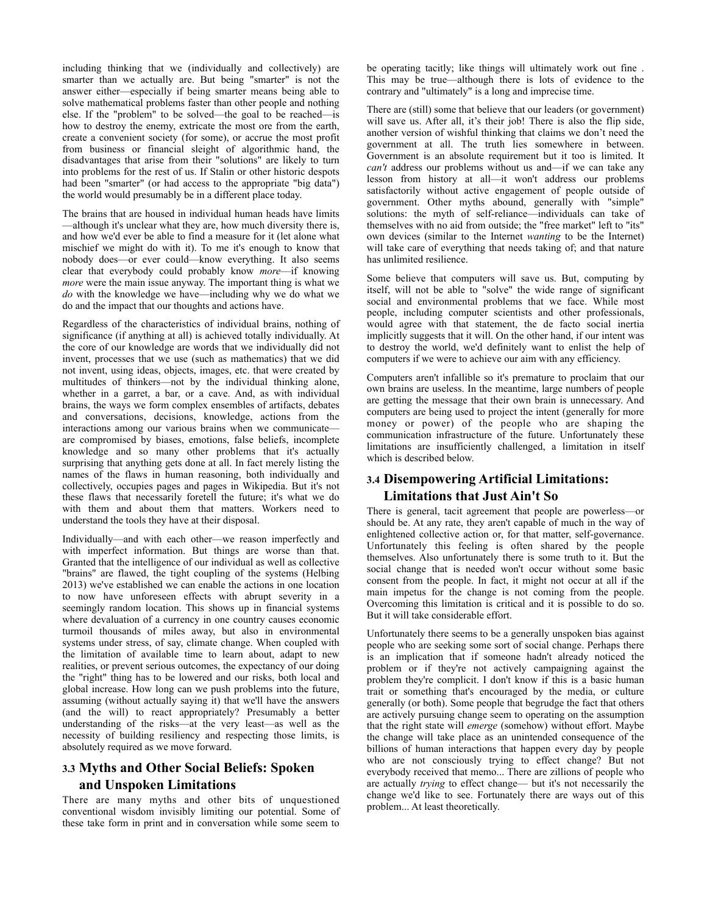including thinking that we (individually and collectively) are smarter than we actually are. But being "smarter" is not the answer either—especially if being smarter means being able to solve mathematical problems faster than other people and nothing else. If the "problem" to be solved—the goal to be reached—is how to destroy the enemy, extricate the most ore from the earth, create a convenient society (for some), or accrue the most profit from business or financial sleight of algorithmic hand, the disadvantages that arise from their "solutions" are likely to turn into problems for the rest of us. If Stalin or other historic despots had been "smarter" (or had access to the appropriate "big data") the world would presumably be in a different place today.

The brains that are housed in individual human heads have limits—although it's unclear what they are, how much diversity there is, and how we'd ever be able to find a measure for it (let alone what mischief we might do with it). To me it's enough to know that nobody does—or ever could—know everything. It also seems clear that everybody could probably know *more*—if knowing *more* were the main issue anyway. The important thing is what we *do* with the knowledge we have—including why we do what we do and the impact that our thoughts and actions have.

Regardless of the characteristics of individual brains, nothing of significance (if anything at all) is achieved totally individually. At the core of our knowledge are words that we individually did not invent, processes that we use (such as mathematics) that we did not invent, using ideas, objects, images, etc. that were created by multitudes of thinkers—not by the individual thinking alone, whether in a garret, a bar, or a cave. And, as with individual brains, the ways we form complex ensembles of artifacts, debates and conversations, decisions, knowledge, actions from the interactions among our various brains when we communicate—are compromised by biases, emotions, false beliefs, incomplete knowledge and so many other problems that it's actually surprising that anything gets done at all. In fact merely listing the names of the flaws in human reasoning, both individually and collectively, occupies pages and pages in Wikipedia. But it's not these flaws that necessarily foretell the future; it's what we do with them and about them that matters. Workers need to understand the tools they have at their disposal.

Individually—and with each other—we reason imperfectly and with imperfect information. But things are worse than that. Granted that the intelligence of our individual as well as collective "brains" are flawed, the tight coupling of the systems (Helbing 2013) we've established we can enable the actions in one location to now have unforeseen effects with abrupt severity in a seemingly random location. This shows up in financial systems where devaluation of a currency in one country causes economic turmoil thousands of miles away, but also in environmental systems under stress, of, say, climate change. When coupled with the limitation of available time to learn about, adapt to new realities, or prevent serious outcomes, the expectancy of our doing the "right" thing has to be lowered and our risks, both local and global increase. How long can we push problems into the future, assuming (without actually saying it) that we'll have the answers (and the will) to react appropriately? Presumably a better understanding of the risks—at the very least—as well as the necessity of building resiliency and respecting those limits, is absolutely required as we move forward.

## 3.3 Myths and Other Social Beliefs: Spoken and Unspoken Limitations

There are many myths and other bits of unquestioned conventional wisdom invisibly limiting our potential. Some of these take form in print and in conversation while some seem to be operating tacitly; like things will ultimately work out fine . This may be true—although there is lots of evidence to the contrary and "ultimately" is a long and imprecise time.

There are (still) some that believe that our leaders (or government) will save us. After all, it's their job! There is also the flip side, another version of wishful thinking that claims we don't need the government at all. The truth lies somewhere in between. Government is an absolute requirement but it too is limited. It *can't* address our problems without us and—if we can take any lesson from history at all—it won't address our problems satisfactorily without active engagement of people outside of government. Other myths abound, generally with "simple" solutions: the myth of self-reliance—individuals can take of themselves with no aid from outside; the "free market" left to "its" own devices (similar to the Internet *wanting* to be the Internet) will take care of everything that needs taking of; and that nature has unlimited resilience.

Some believe that computers will save us. But, computing by itself, will not be able to "solve" the wide range of significant social and environmental problems that we face. While most people, including computer scientists and other professionals, would agree with that statement, the de facto social inertia implicitly suggests that it will. On the other hand, if our intent was to destroy the world, we'd definitely want to enlist the help of computers if we were to achieve our aim with any efficiency.

Computers aren't infallible so it's premature to proclaim that our own brains are useless. In the meantime, large numbers of people are getting the message that their own brain is unnecessary. And computers are being used to project the intent (generally for more money or power) of the people who are shaping the communication infrastructure of the future. Unfortunately these limitations are insufficiently challenged, a limitation in itself which is described below.

## 3.4 Disempowering Artificial Limitations: Limitations that Just Ain't So

There is general, tacit agreement that people are powerless—or should be. At any rate, they aren't capable of much in the way of enlightened collective action or, for that matter, self-governance. Unfortunately this feeling is often shared by the people themselves. Also unfortunately there is some truth to it. But the social change that is needed won't occur without some basic consent from the people. In fact, it might not occur at all if the main impetus for the change is not coming from the people. Overcoming this limitation is critical and it is possible to do so. But it will take considerable effort.

Unfortunately there seems to be a generally unspoken bias against people who are seeking some sort of social change. Perhaps there is an implication that if someone hadn't already noticed the problem or if they're not actively campaigning against the problem they're complicit. I don't know if this is a basic human trait or something that's encouraged by the media, or culture generally (or both). Some people that begrudge the fact that others are actively pursuing change seem to operating on the assumption that the right state will *emerge* (somehow) without effort. Maybe the change will take place as an unintended consequence of the billions of human interactions that happen every day by people who are not consciously trying to effect change? But not everybody received that memo... There are zillions of people who are actually *trying* to effect change— but it's not necessarily the change we'd like to see. Fortunately there are ways out of this problem... At least theoretically.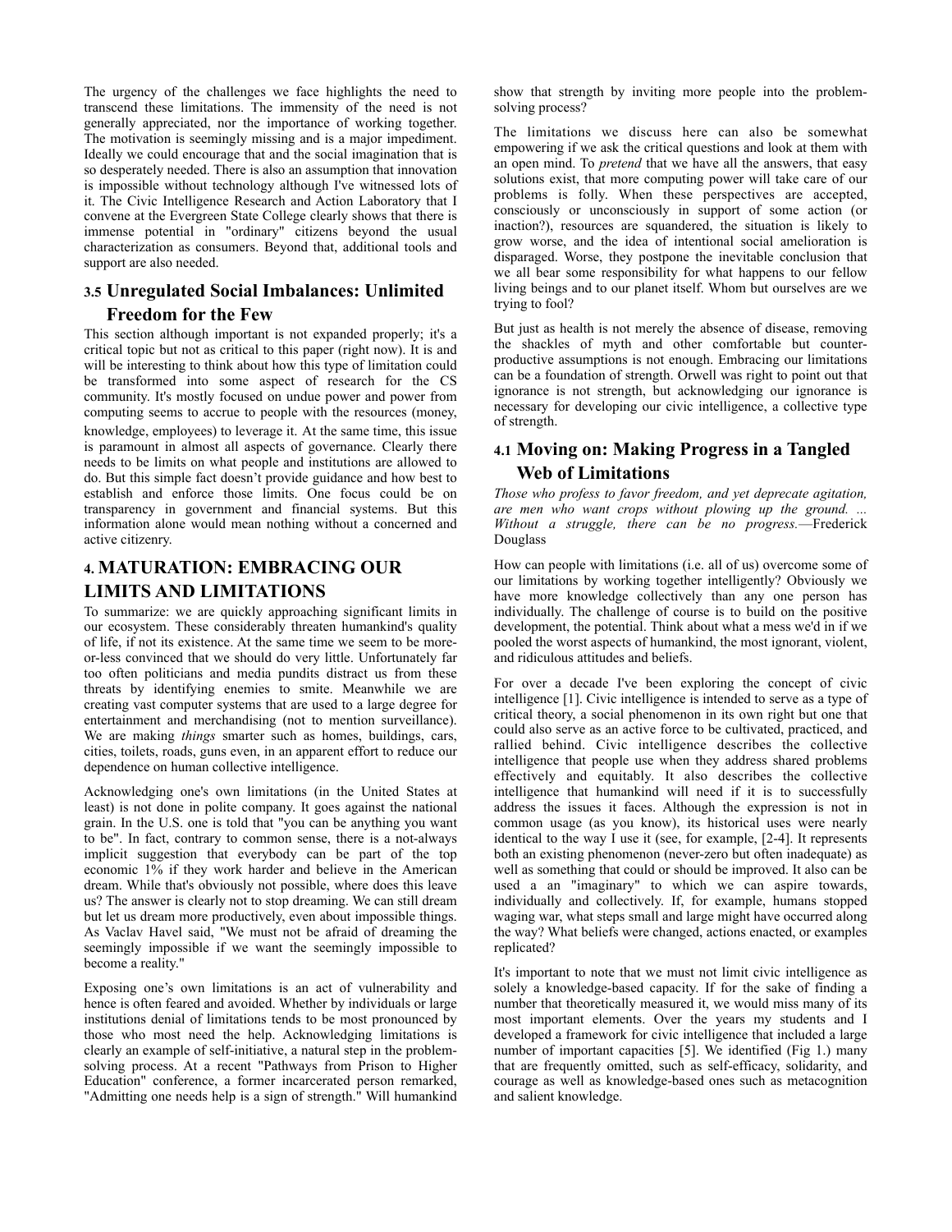The urgency of the challenges we face highlights the need to transcend these limitations. The immensity of the need is not generally appreciated, nor the importance of working together. The motivation is seemingly missing and is a major impediment. Ideally we could encourage that and the social imagination that is so desperately needed. There is also an assumption that innovation is impossible without technology although I've witnessed lots of it. The Civic Intelligence Research and Action Laboratory that I convene at the Evergreen State College clearly shows that there is immense potential in "ordinary" citizens beyond the usual characterization as consumers. Beyond that, additional tools and support are also needed.

### 3.5 Unregulated Social Imbalances: Unlimited Freedom for the Few

This section although important is not expanded properly; it's a critical topic but not as critical to this paper (right now). It is and will be interesting to think about how this type of limitation could be transformed into some aspect of research for the CS community. It's mostly focused on undue power and power from computing seems to accrue to people with the resources (money, knowledge, employees) to leverage it. At the same time, this issue is paramount in almost all aspects of governance. Clearly there needs to be limits on what people and institutions are allowed to do. But this simple fact doesn't provide guidance and how best to establish and enforce those limits. One focus could be on transparency in government and financial systems. But this information alone would mean nothing without a concerned and active citizenry.

## 4. MATURATION: EMBRACING OUR LIMITS AND LIMITATIONS

To summarize: we are quickly approaching significant limits in our ecosystem. These considerably threaten humankind's quality of life, if not its existence. At the same time we seem to be more-or-less convinced that we should do very little. Unfortunately far too often politicians and media pundits distract us from these threats by identifying enemies to smite. Meanwhile we are creating vast computer systems that are used to a large degree for entertainment and merchandising (not to mention surveillance). We are making *things* smarter such as homes, buildings, cars, cities, toilets, roads, guns even, in an apparent effort to reduce our dependence on human collective intelligence.

Acknowledging one's own limitations (in the United States at least) is not done in polite company. It goes against the national grain. In the U.S. one is told that "you can be anything you want to be". In fact, contrary to common sense, there is a not-always implicit suggestion that everybody can be part of the top economic 1% if they work harder and believe in the American dream. While that's obviously not possible, where does this leave us? The answer is clearly not to stop dreaming. We can still dream but let us dream more productively, even about impossible things. As Vaclav Havel said, "We must not be afraid of dreaming the seemingly impossible if we want the seemingly impossible to become a reality."

Exposing one's own limitations is an act of vulnerability and hence is often feared and avoided. Whether by individuals or large institutions denial of limitations tends to be most pronounced by those who most need the help. Acknowledging limitations is clearly an example of self-initiative, a natural step in the problem-solving process. At a recent "Pathways from Prison to Higher Education" conference, a former incarcerated person remarked, "Admitting one needs help is a sign of strength." Will humankind show that strength by inviting more people into the problem-solving process?

The limitations we discuss here can also be somewhat empowering if we ask the critical questions and look at them with an open mind. To *pretend* that we have all the answers, that easy solutions exist, that more computing power will take care of our problems is folly. When these perspectives are accepted, consciously or unconsciously in support of some action (or inaction?), resources are squandered, the situation is likely to grow worse, and the idea of intentional social amelioration is disparaged. Worse, they postpone the inevitable conclusion that we all bear some responsibility for what happens to our fellow living beings and to our planet itself. Whom but ourselves are we trying to fool?

But just as health is not merely the absence of disease, removing the shackles of myth and other comfortable but counter-productive assumptions is not enough. Embracing our limitations can be a foundation of strength. Orwell was right to point out that ignorance is not strength, but acknowledging our ignorance is necessary for developing our civic intelligence, a collective type of strength.

### 4.1 Moving on: Making Progress in a Tangled Web of Limitations

*Those who profess to favor freedom, and yet deprecate agitation, are men who want crops without plowing up the ground. ... Without a struggle, there can be no progress.*—Frederick Douglass

How can people with limitations (i.e. all of us) overcome some of our limitations by working together intelligently? Obviously we have more knowledge collectively than any one person has individually. The challenge of course is to build on the positive development, the potential. Think about what a mess we'd in if we pooled the worst aspects of humankind, the most ignorant, violent, and ridiculous attitudes and beliefs.

For over a decade I've been exploring the concept of civic intelligence [1]. Civic intelligence is intended to serve as a type of critical theory, a social phenomenon in its own right but one that could also serve as an active force to be cultivated, practiced, and rallied behind. Civic intelligence describes the collective intelligence that people use when they address shared problems effectively and equitably. It also describes the collective intelligence that humankind will need if it is to successfully address the issues it faces. Although the expression is not in common usage (as you know), its historical uses were nearly identical to the way I use it (see, for example, [2-4]). It represents both an existing phenomenon (never-zero but often inadequate) as well as something that could or should be improved. It also can be used a an "imaginary" to which we can aspire towards, individually and collectively. If, for example, humans stopped waging war, what steps small and large might have occurred along the way? What beliefs were changed, actions enacted, or examples replicated?

It's important to note that we must not limit civic intelligence as solely a knowledge-based capacity. If for the sake of finding a number that theoretically measured it, we would miss many of its most important elements. Over the years my students and I developed a framework for civic intelligence that included a large number of important capacities [5]. We identified (Fig 1.) many that are frequently omitted, such as self-efficacy, solidarity, and courage as well as knowledge-based ones such as metacognition and salient knowledge.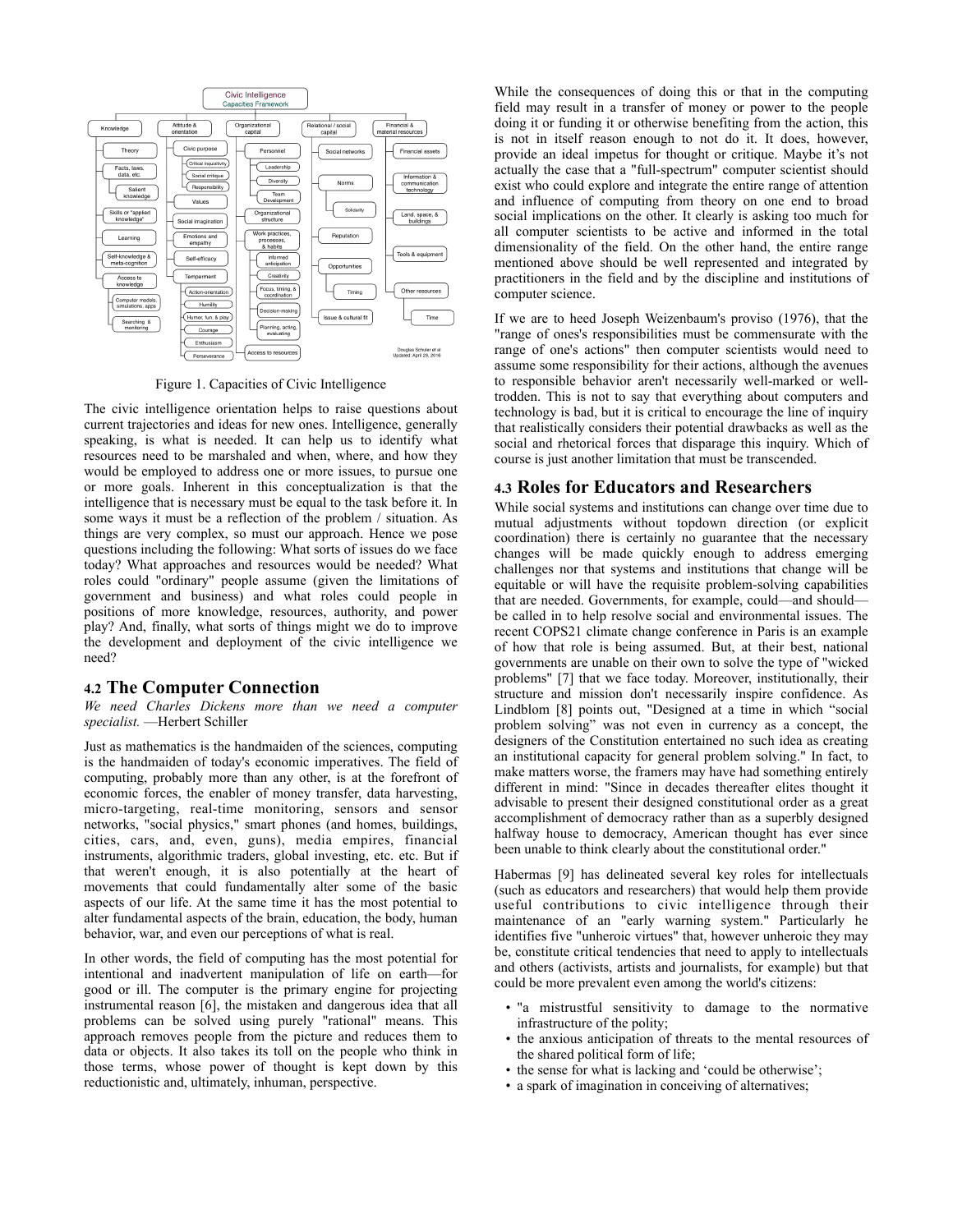Figure 1. Capacities of Civic Intelligence

The civic intelligence orientation helps to raise questions about current trajectories and ideas for new ones. Intelligence, generally speaking, is what is needed. It can help us to identify what resources need to be marshaled and when, where, and how they would be employed to address one or more issues, to pursue one or more goals. Inherent in this conceptualization is that the intelligence that is necessary must be equal to the task before it. In some ways it must be a reflection of the problem / situation. As things are very complex, so must our approach. Hence we pose questions including the following: What sorts of issues do we face today? What approaches and resources would be needed? What roles could "ordinary" people assume (given the limitations of government and business) and what roles could people in positions of more knowledge, resources, authority, and power play? And, finally, what sorts of things might we do to improve the development and deployment of the civic intelligence we need?

## 4.2 The Computer Connection

*We need Charles Dickens more than we need a computer specialist.* —Herbert Schiller

Just as mathematics is the handmaiden of the sciences, computing is the handmaiden of today's economic imperatives. The field of computing, probably more than any other, is at the forefront of economic forces, the enabler of money transfer, data harvesting, micro-targeting, real-time monitoring, sensors and sensor networks, "social physics," smart phones (and homes, buildings, cities, cars, and, even, guns), media empires, financial instruments, algorithmic traders, global investing, etc. etc. But if that weren't enough, it is also potentially at the heart of movements that could fundamentally alter some of the basic aspects of our life. At the same time it has the most potential to alter fundamental aspects of the brain, education, the body, human behavior, war, and even our perceptions of what is real.

In other words, the field of computing has the most potential for intentional and inadvertent manipulation of life on earth—for good or ill. The computer is the primary engine for projecting instrumental reason [6], the mistaken and dangerous idea that all problems can be solved using purely "rational" means. This approach removes people from the picture and reduces them to data or objects. It also takes its toll on the people who think in those terms, whose power of thought is kept down by this reductionistic and, ultimately, inhuman, perspective.

While the consequences of doing this or that in the computing field may result in a transfer of money or power to the people doing it or funding it or otherwise benefiting from the action, this is not in itself reason enough to not do it. It does, however, provide an ideal impetus for thought or critique. Maybe it's not actually the case that a "full-spectrum" computer scientist should exist who could explore and integrate the entire range of attention and influence of computing from theory on one end to broad social implications on the other. It clearly is asking too much for all computer scientists to be active and informed in the total dimensionality of the field. On the other hand, the entire range mentioned above should be well represented and integrated by practitioners in the field and by the discipline and institutions of computer science.

If we are to heed Joseph Weizenbaum's proviso (1976), that the "range of ones's responsibilities must be commensurate with the range of one's actions" then computer scientists would need to assume some responsibility for their actions, although the avenues to responsible behavior aren't necessarily well-marked or well-trodden. This is not to say that everything about computers and technology is bad, but it is critical to encourage the line of inquiry that realistically considers their potential drawbacks as well as the social and rhetorical forces that disparage this inquiry. Which of course is just another limitation that must be transcended.

## 4.3 Roles for Educators and Researchers

While social systems and institutions can change over time due to mutual adjustments without topdown direction (or explicit coordination) there is certainly no guarantee that the necessary changes will be made quickly enough to address emerging challenges nor that systems and institutions that change will be equitable or will have the requisite problem-solving capabilities that are needed. Governments, for example, could—and should—be called in to help resolve social and environmental issues. The recent COPS21 climate change conference in Paris is an example of how that role is being assumed. But, at their best, national governments are unable on their own to solve the type of "wicked problems" [7] that we face today. Moreover, institutionally, their structure and mission don't necessarily inspire confidence. As Lindblom [8] points out, "Designed at a time in which "social problem solving" was not even in currency as a concept, the designers of the Constitution entertained no such idea as creating an institutional capacity for general problem solving." In fact, to make matters worse, the framers may have had something entirely different in mind: "Since in decades thereafter elites thought it advisable to present their designed constitutional order as a great accomplishment of democracy rather than as a superbly designed halfway house to democracy, American thought has ever since been unable to think clearly about the constitutional order."

Habermas [9] has delineated several key roles for intellectuals (such as educators and researchers) that would help them provide useful contributions to civic intelligence through their maintenance of an "early warning system." Particularly he identifies five "unheroic virtues" that, however unheroic they may be, constitute critical tendencies that need to apply to intellectuals and others (activists, artists and journalists, for example) but that could be more prevalent even among the world's citizens:

- "a mistrustful sensitivity to damage to the normative infrastructure of the polity;
- the anxious anticipation of threats to the mental resources of the shared political form of life;
- the sense for what is lacking and 'could be otherwise';
- a spark of imagination in conceiving of alternatives;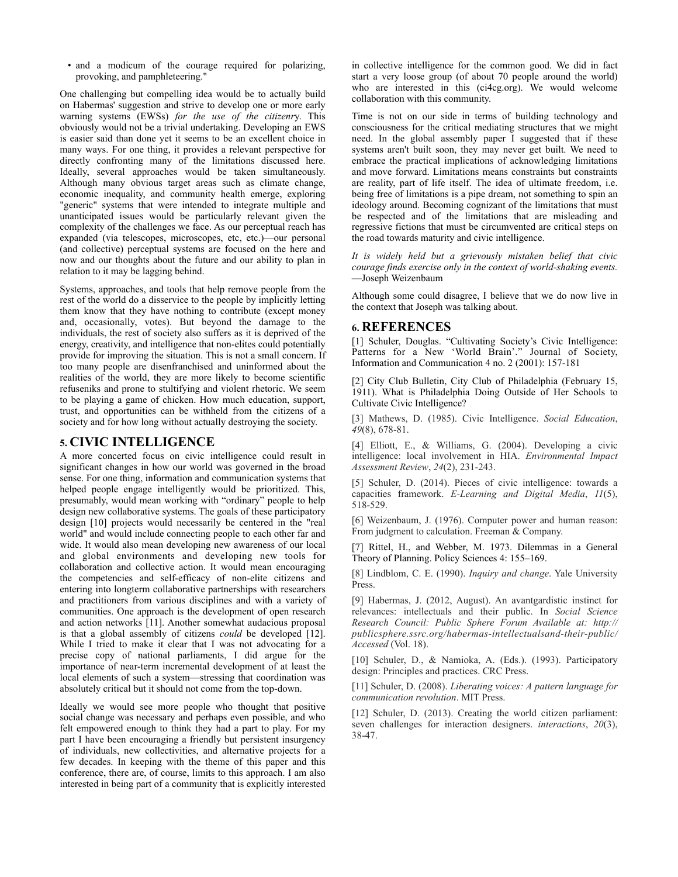- and a modicum of the courage required for polarizing, provoking, and pamphleteering."

One challenging but compelling idea would be to actually build on Habermas' suggestion and strive to develop one or more early warning systems (EWSs) *for the use of the citizenr*y. This obviously would not be a trivial undertaking. Developing an EWS is easier said than done yet it seems to be an excellent choice in many ways. For one thing, it provides a relevant perspective for directly confronting many of the limitations discussed here. Ideally, several approaches would be taken simultaneously. Although many obvious target areas such as climate change, economic inequality, and community health emerge, exploring "generic" systems that were intended to integrate multiple and unanticipated issues would be particularly relevant given the complexity of the challenges we face. As our perceptual reach has expanded (via telescopes, microscopes, etc, etc.)—our personal (and collective) perceptual systems are focused on the here and now and our thoughts about the future and our ability to plan in relation to it may be lagging behind.

Systems, approaches, and tools that help remove people from the rest of the world do a disservice to the people by implicitly letting them know that they have nothing to contribute (except money and, occasionally, votes). But beyond the damage to the individuals, the rest of society also suffers as it is deprived of the energy, creativity, and intelligence that non-elites could potentially provide for improving the situation. This is not a small concern. If too many people are disenfranchised and uninformed about the realities of the world, they are more likely to become scientific refuseniks and prone to stultifying and violent rhetoric. We seem to be playing a game of chicken. How much education, support, trust, and opportunities can be withheld from the citizens of a society and for how long without actually destroying the society.

## 5. CIVIC INTELLIGENCE

A more concerted focus on civic intelligence could result in significant changes in how our world was governed in the broad sense. For one thing, information and communication systems that helped people engage intelligently would be prioritized. This, presumably, would mean working with "ordinary" people to help design new collaborative systems. The goals of these participatory design [10] projects would necessarily be centered in the "real world" and would include connecting people to each other far and wide. It would also mean developing new awareness of our local and global environments and developing new tools for collaboration and collective action. It would mean encouraging the competencies and self-efficacy of non-elite citizens and entering into longterm collaborative partnerships with researchers and practitioners from various disciplines and with a variety of communities. One approach is the development of open research and action networks [11]. Another somewhat audacious proposal is that a global assembly of citizens *could* be developed [12]. While I tried to make it clear that I was not advocating for a precise copy of national parliaments, I did argue for the importance of near-term incremental development of at least the local elements of such a system—stressing that coordination was absolutely critical but it should not come from the top-down.

Ideally we would see more people who thought that positive social change was necessary and perhaps even possible, and who felt empowered enough to think they had a part to play. For my part I have been encouraging a friendly but persistent insurgency of individuals, new collectivities, and alternative projects for a few decades. In keeping with the theme of this paper and this conference, there are, of course, limits to this approach. I am also interested in being part of a community that is explicitly interested in collective intelligence for the common good. We did in fact start a very loose group (of about 70 people around the world) who are interested in this (ci4cg.org). We would welcome collaboration with this community.

Time is not on our side in terms of building technology and consciousness for the critical mediating structures that we might need. In the global assembly paper I suggested that if these systems aren't built soon, they may never get built. We need to embrace the practical implications of acknowledging limitations and move forward. Limitations means constraints but constraints are reality, part of life itself. The idea of ultimate freedom, i.e. being free of limitations is a pipe dream, not something to spin an ideology around. Becoming cognizant of the limitations that must be respected and of the limitations that are misleading and regressive fictions that must be circumvented are critical steps on the road towards maturity and civic intelligence.

*It is widely held but a grievously mistaken belief that civic courage finds exercise only in the context of world-shaking events.* —Joseph Weizenbaum

Although some could disagree, I believe that we do now live in the context that Joseph was talking about.

## 6. REFERENCES

[1] Schuler, Douglas. "Cultivating Society's Civic Intelligence: Patterns for a New 'World Brain'." Journal of Society, Information and Communication 4 no. 2 (2001): 157-181

[2] City Club Bulletin, City Club of Philadelphia (February 15, 1911). What is Philadelphia Doing Outside of Her Schools to Cultivate Civic Intelligence?

[3] Mathews, D. (1985). Civic Intelligence. *Social Education*, *49*(8), 678-81.

[4] Elliott, E., & Williams, G. (2004). Developing a civic intelligence: local involvement in HIA. *Environmental Impact Assessment Review*, *24*(2), 231-243.

[5] Schuler, D. (2014). Pieces of civic intelligence: towards a capacities framework. *E-Learning and Digital Media*, *11*(5), 518-529.

[6] Weizenbaum, J. (1976). Computer power and human reason: From judgment to calculation. Freeman & Company.

[7] Rittel, H., and Webber, M. 1973. Dilemmas in a General Theory of Planning. Policy Sciences 4: 155–169.

[8] Lindblom, C. E. (1990). *Inquiry and change*. Yale University Press.

[9] Habermas, J. (2012, August). An avantgardistic instinct for relevances: intellectuals and their public. In *Social Science Research Council: Public Sphere Forum Available at: http://publicsphere.ssrc.org/habermas-intellectualsand-their-public/ Accessed* (Vol. 18).

[10] Schuler, D., & Namioka, A. (Eds.). (1993). Participatory design: Principles and practices. CRC Press.

[11] Schuler, D. (2008). *Liberating voices: A pattern language for communication revolution*. MIT Press.

[12] Schuler, D. (2013). Creating the world citizen parliament: seven challenges for interaction designers. *interactions*, *20*(3), 38-47.